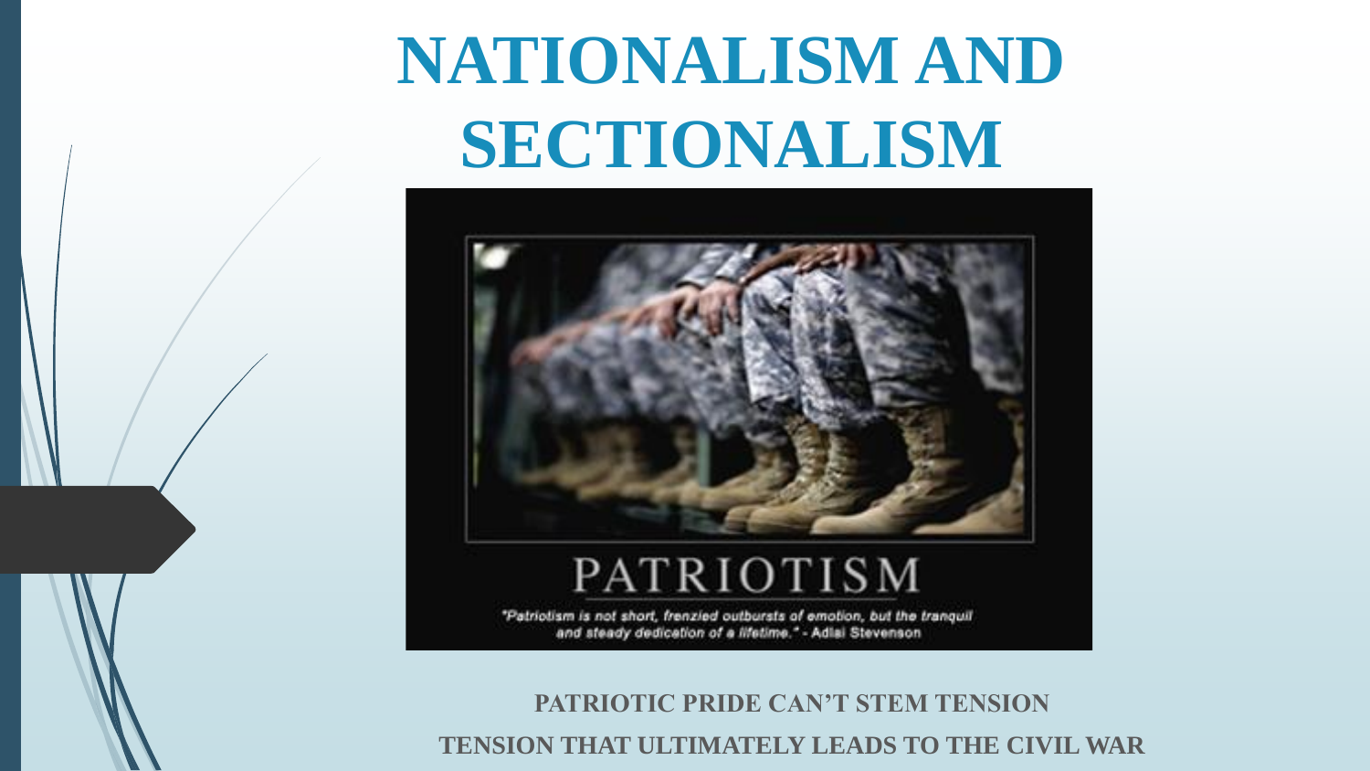# NATIONALISM AND SECTIONALISM

PATRIOTISM

"Patriotism is not short, frenzied outbursts of emotion, but the tranquil and steady dedication of a lifetime." - Adlai Stevenson

**PATRIOTIC PRIDE CAN'T STEM TENSION**

**TENSION THAT ULTIMATELY LEADS TO THE CIVIL WAR**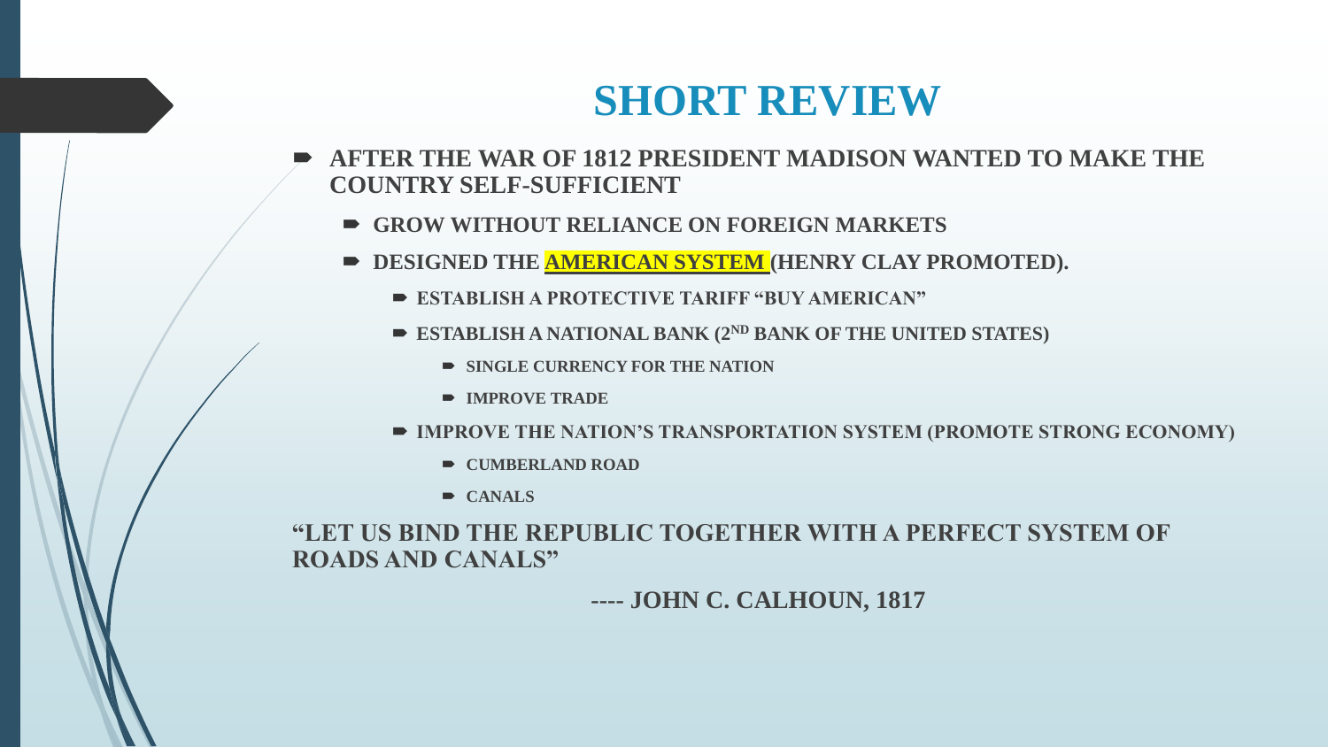# SHORT REVIEW

- **AFTER THE WAR OF 1812 PRESIDENT MADISON WANTED TO MAKE THE COUNTRY SELF-SUFFICIENT**
  - **GROW WITHOUT RELIANCE ON FOREIGN MARKETS**
  - **DESIGNED THE AMERICAN SYSTEM (HENRY CLAY PROMOTED).**
    - **ESTABLISH A PROTECTIVE TARIFF "BUY AMERICAN"**
    - **ESTABLISH A NATIONAL BANK ($2^{ND}$ BANK OF THE UNITED STATES)**
      - **SINGLE CURRENCY FOR THE NATION**
      - **IMPROVE TRADE**
    - **IMPROVE THE NATION'S TRANSPORTATION SYSTEM (PROMOTE STRONG ECONOMY)**
      - **CUMBERLAND ROAD**
      - **CANALS**

**"LET US BIND THE REPUBLIC TOGETHER WITH A PERFECT SYSTEM OF ROADS AND CANALS"**

**---- JOHN C. CALHOUN, 1817**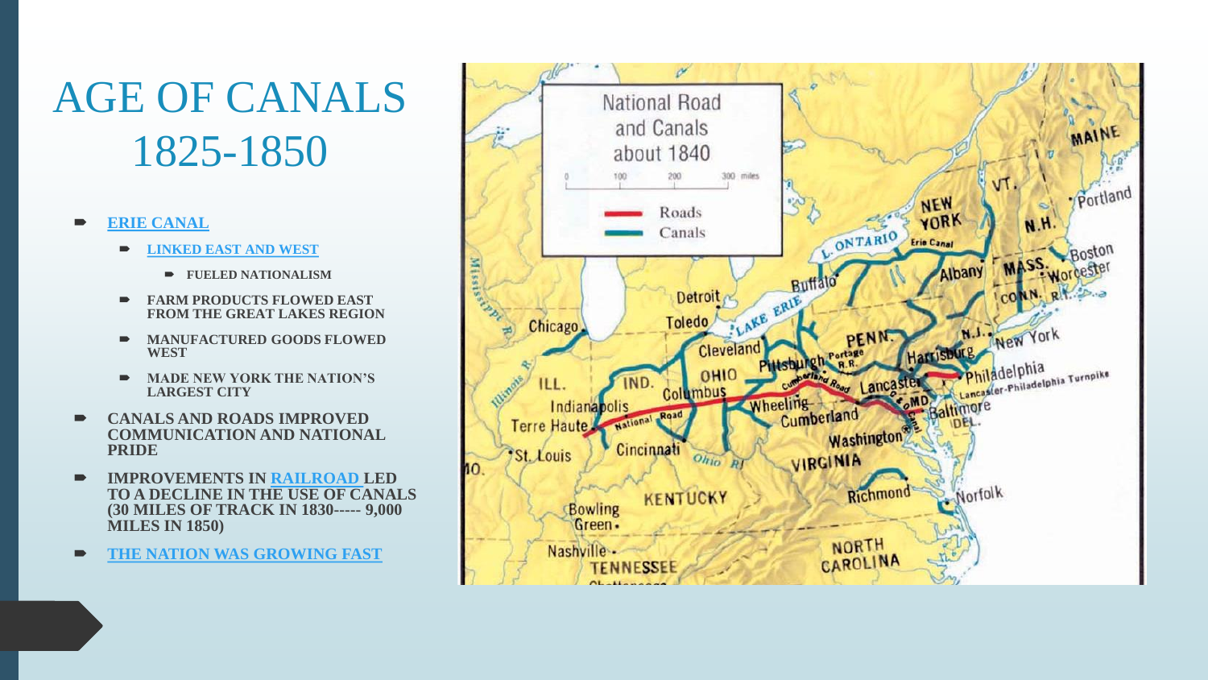# AGE OF CANALS 1825-1850

- **ERIE CANAL**
  - **LINKED EAST AND WEST**
    - **FUELED NATIONALISM**
  - **FARM PRODUCTS FLOWED EAST FROM THE GREAT LAKES REGION**
  - **MANUFACTURED GOODS FLOWED WEST**
  - **MADE NEW YORK THE NATION'S LARGEST CITY**
- **CANALS AND ROADS IMPROVED COMMUNICATION AND NATIONAL PRIDE**
- **IMPROVEMENTS IN RAILROAD LED TO A DECLINE IN THE USE OF CANALS (30 MILES OF TRACK IN 1830----- 9,000 MILES IN 1850)**
- **THE NATION WAS GROWING FAST**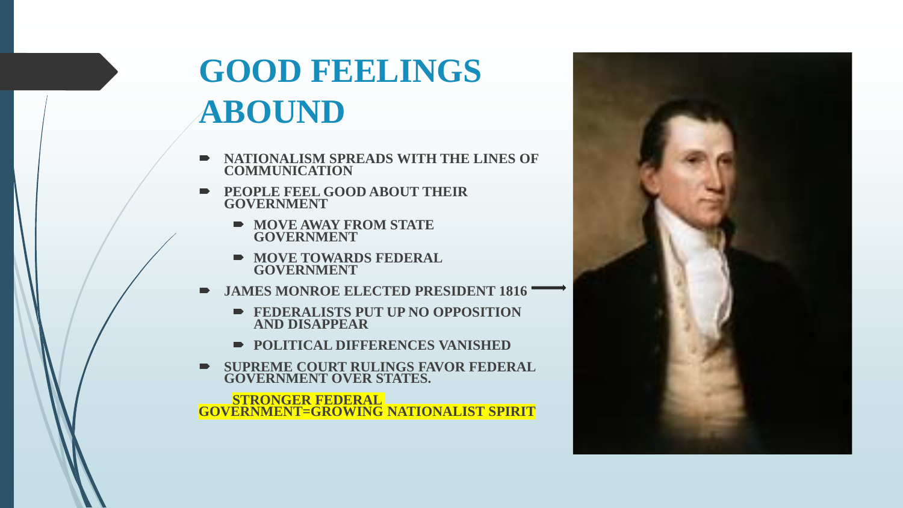# GOOD FEELINGS ABOUND

- NATIONALISM SPREADS WITH THE LINES OF COMMUNICATION
- PEOPLE FEEL GOOD ABOUT THEIR GOVERNMENT
  - MOVE AWAY FROM STATE GOVERNMENT
  - MOVE TOWARDS FEDERAL GOVERNMENT
- JAMES MONROE ELECTED PRESIDENT 1816
  - FEDERALISTS PUT UP NO OPPOSITION AND DISAPPEAR
  - POLITICAL DIFFERENCES VANISHED
- SUPREME COURT RULINGS FAVOR FEDERAL GOVERNMENT OVER STATES.

**STRONGER FEDERAL GOVERNMENT=GROWING NATIONALIST SPIRIT**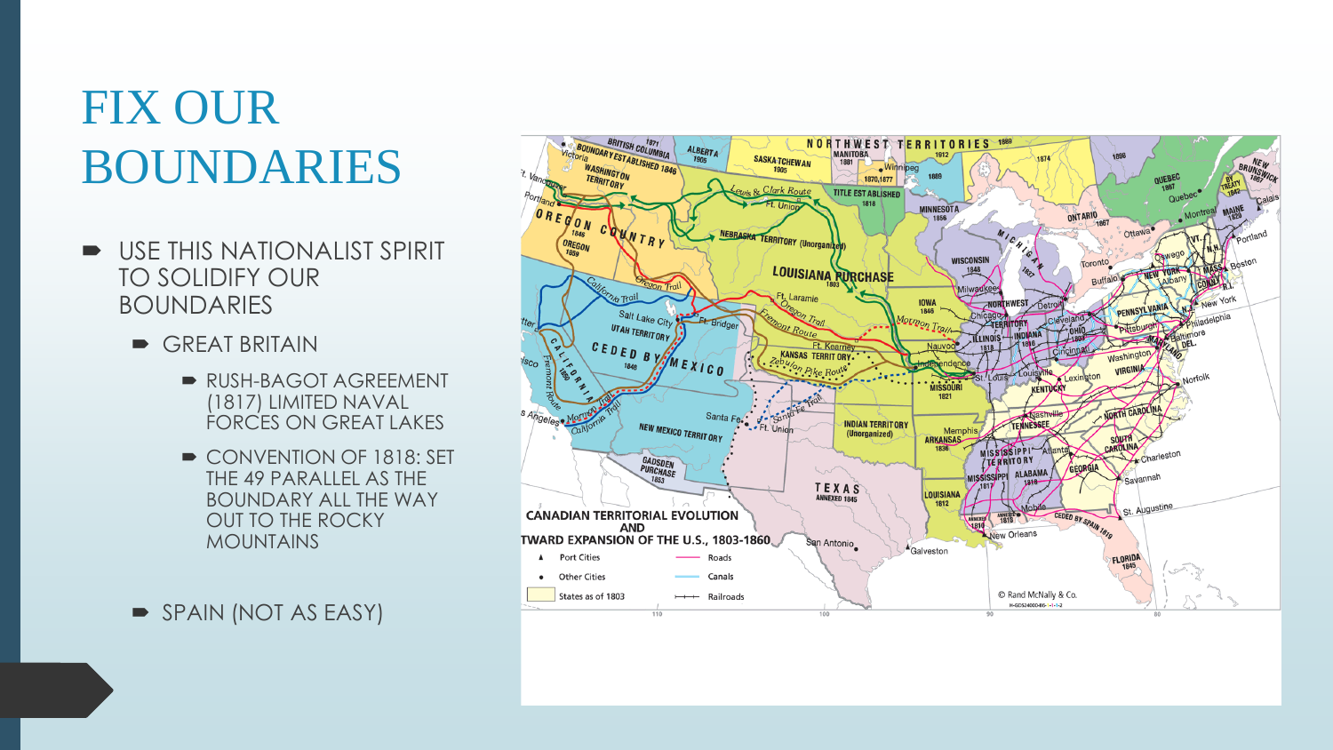# FIX OUR BOUNDARIES

- USE THIS NATIONALIST SPIRIT TO SOLIDIFY OUR BOUNDARIES
  - GREAT BRITAIN
    - RUSH-BAGOT AGREEMENT (1817) LIMITED NAVAL FORCES ON GREAT LAKES
    - CONVENTION OF 1818: SET THE 49 PARALLEL AS THE BOUNDARY ALL THE WAY OUT TO THE ROCKY MOUNTAINS
  - SPAIN (NOT AS EASY)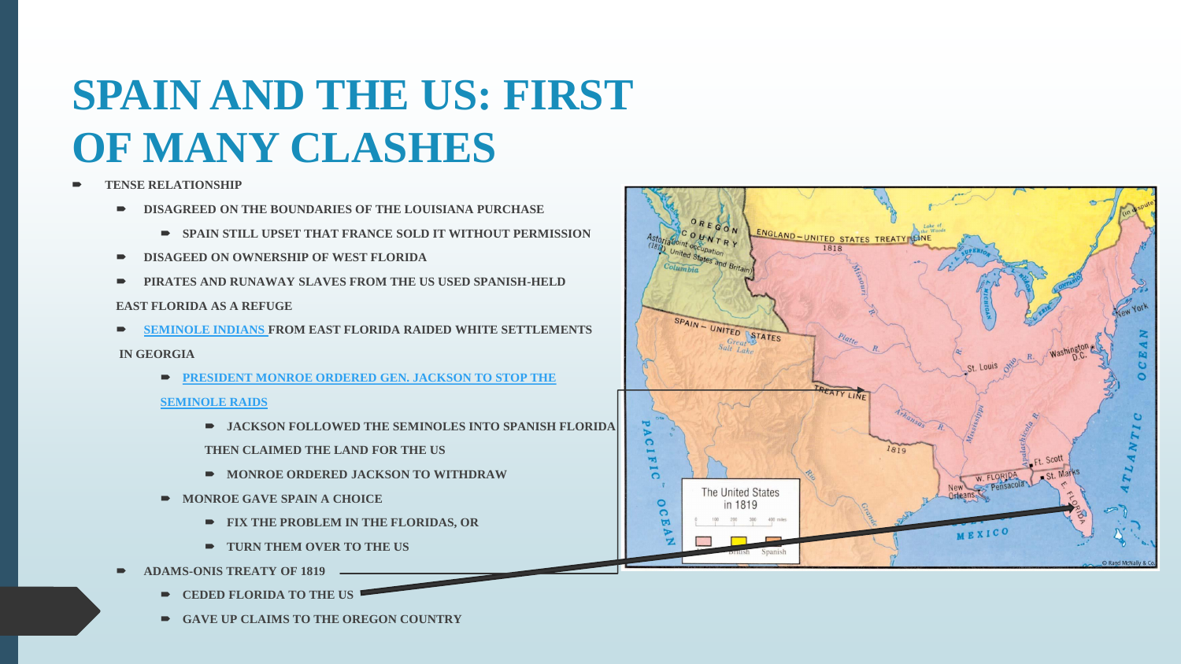# SPAIN AND THE US: FIRST OF MANY CLASHES

- **TENSE RELATIONSHIP**
  - **DISAGREED ON THE BOUNDARIES OF THE LOUISIANA PURCHASE**
    - **SPAIN STILL UPSET THAT FRANCE SOLD IT WITHOUT PERMISSION**
  - **DISAGEED ON OWNERSHIP OF WEST FLORIDA**
  - **PIRATES AND RUNAWAY SLAVES FROM THE US USED SPANISH-HELD EAST FLORIDA AS A REFUGE**
  - **SEMINOLE INDIANS FROM EAST FLORIDA RAIDED WHITE SETTLEMENTS IN GEORGIA**
    - **PRESIDENT MONROE ORDERED GEN. JACKSON TO STOP THE SEMINOLE RAIDS**
      - **JACKSON FOLLOWED THE SEMINOLES INTO SPANISH FLORIDA THEN CLAIMED THE LAND FOR THE US**
      - **MONROE ORDERED JACKSON TO WITHDRAW**
    - **MONROE GAVE SPAIN A CHOICE**
      - **FIX THE PROBLEM IN THE FLORIDAS, OR**
      - **TURN THEM OVER TO THE US**
  - **ADAMS-ONIS TREATY OF 1819**
    - **CEDED FLORIDA TO THE US**
    - **GAVE UP CLAIMS TO THE OREGON COUNTRY**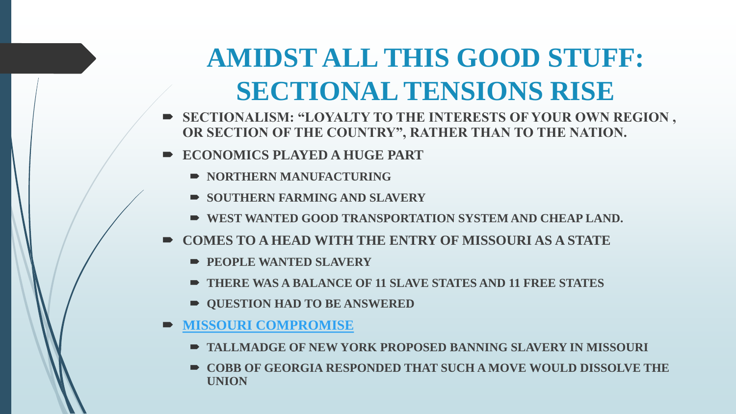# AMIDST ALL THIS GOOD STUFF: SECTIONAL TENSIONS RISE

- **SECTIONALISM: "LOYALTY TO THE INTERESTS OF YOUR OWN REGION , OR SECTION OF THE COUNTRY", RATHER THAN TO THE NATION.**
- **ECONOMICS PLAYED A HUGE PART**
  - **NORTHERN MANUFACTURING**
  - **SOUTHERN FARMING AND SLAVERY**
  - **WEST WANTED GOOD TRANSPORTATION SYSTEM AND CHEAP LAND.**
- **COMES TO A HEAD WITH THE ENTRY OF MISSOURI AS A STATE**
  - **PEOPLE WANTED SLAVERY**
  - **THERE WAS A BALANCE OF 11 SLAVE STATES AND 11 FREE STATES**
  - **QUESTION HAD TO BE ANSWERED**
- **MISSOURI COMPROMISE**
  - **TALLMADGE OF NEW YORK PROPOSED BANNING SLAVERY IN MISSOURI**
  - **COBB OF GEORGIA RESPONDED THAT SUCH A MOVE WOULD DISSOLVE THE UNION**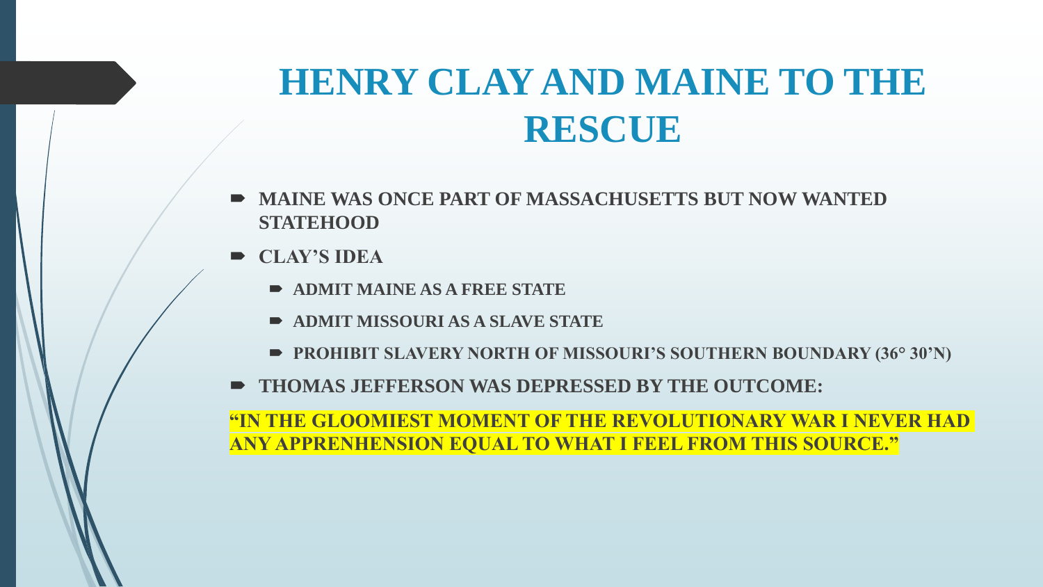# HENRY CLAY AND MAINE TO THE RESCUE

- **MAINE WAS ONCE PART OF MASSACHUSETTS BUT NOW WANTED STATEHOOD**
- **CLAY'S IDEA**
  - **ADMIT MAINE AS A FREE STATE**
  - **ADMIT MISSOURI AS A SLAVE STATE**
  - **PROHIBIT SLAVERY NORTH OF MISSOURI'S SOUTHERN BOUNDARY (36° 30'N)**
- **THOMAS JEFFERSON WAS DEPRESSED BY THE OUTCOME:**

**"IN THE GLOOMIEST MOMENT OF THE REVOLUTIONARY WAR I NEVER HAD ANY APPRENHENSION EQUAL TO WHAT I FEEL FROM THIS SOURCE."**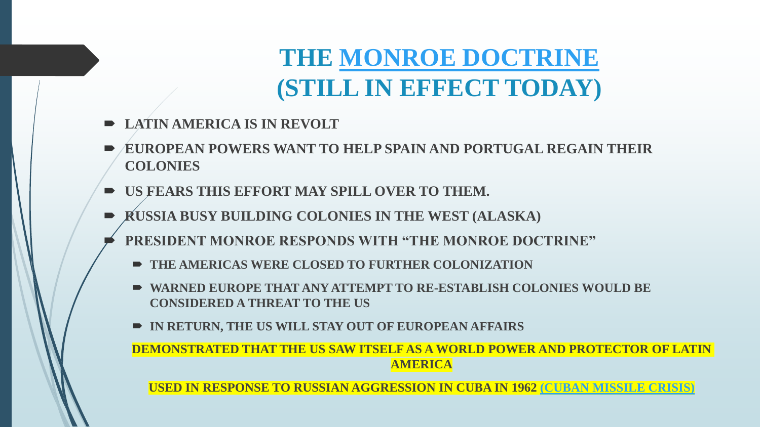# THE MONROE DOCTRINE (STILL IN EFFECT TODAY)

- LATIN AMERICA IS IN REVOLT
- EUROPEAN POWERS WANT TO HELP SPAIN AND PORTUGAL REGAIN THEIR COLONIES
- US FEARS THIS EFFORT MAY SPILL OVER TO THEM.
- RUSSIA BUSY BUILDING COLONIES IN THE WEST (ALASKA)
- PRESIDENT MONROE RESPONDS WITH "THE MONROE DOCTRINE"
  - THE AMERICAS WERE CLOSED TO FURTHER COLONIZATION
  - WARNED EUROPE THAT ANY ATTEMPT TO RE-ESTABLISH COLONIES WOULD BE CONSIDERED A THREAT TO THE US
  - IN RETURN, THE US WILL STAY OUT OF EUROPEAN AFFAIRS

**DEMONSTRATED THAT THE US SAW ITSELF AS A WORLD POWER AND PROTECTOR OF LATIN AMERICA**

**USED IN RESPONSE TO RUSSIAN AGGRESSION IN CUBA IN 1962 (CUBAN MISSILE CRISIS)**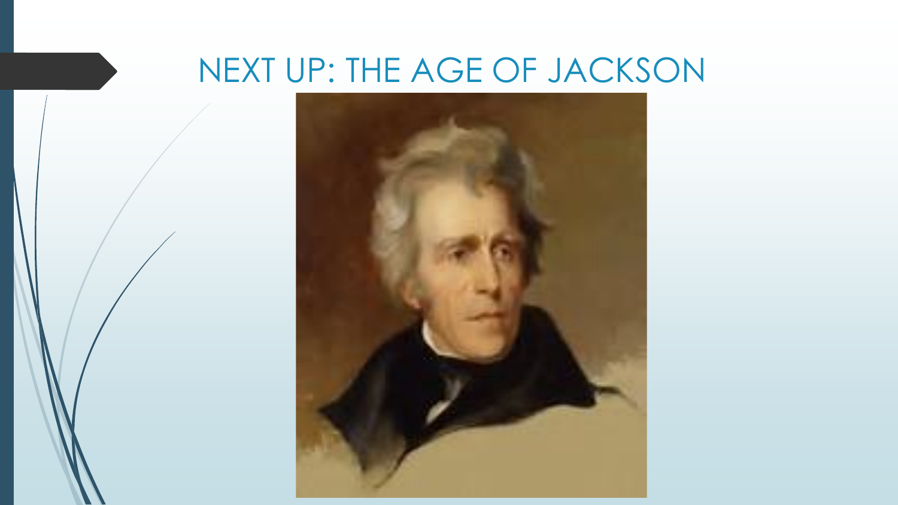# NEXT UP: THE AGE OF JACKSON